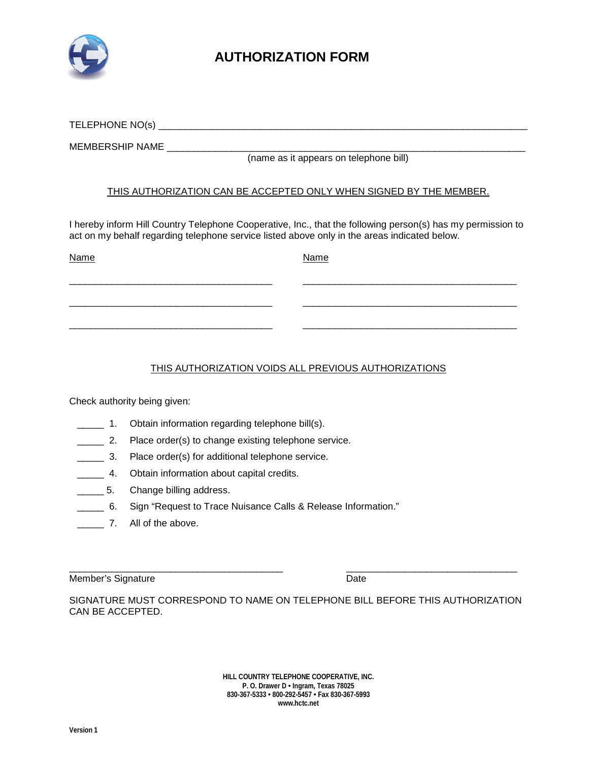# AUTHORIZATION FORM

TELEPHONE NO(s) ______________________________________________________________________

MEMBERSHIP NAME ____________________________________________________________________

(name as it appears on telephone bill)

THIS AUTHORIZATION CAN BE ACCEPTED ONLY WHEN SIGNED BY THE MEMBER.

I hereby inform Hill Country Telephone Cooperative, Inc., that the following person(s) has my permission to act on my behalf regarding telephone service listed above only in the areas indicated below.

| Name | Name |
| --- | --- |
| ______________________________ | ______________________________ |
| ______________________________ | ______________________________ |
| ______________________________ | ______________________________ |

THIS AUTHORIZATION VOIDS ALL PREVIOUS AUTHORIZATIONS

Check authority being given:

_____ 1. Obtain information regarding telephone bill(s).

_____ 2. Place order(s) to change existing telephone service.

_____ 3. Place order(s) for additional telephone service.

_____ 4. Obtain information about capital credits.

_____ 5. Change billing address.

_____ 6. Sign "Request to Trace Nuisance Calls & Release Information."

_____ 7. All of the above.

________________________________________ ________________________________

Member's Signature Date

SIGNATURE MUST CORRESPOND TO NAME ON TELEPHONE BILL BEFORE THIS AUTHORIZATION CAN BE ACCEPTED.

**HILL COUNTRY TELEPHONE COOPERATIVE, INC.**
**P. O. Drawer D • Ingram, Texas 78025**
**830-367-5333 • 800-292-5457 • Fax 830-367-5993**
**www.hctc.net**

**Version 1**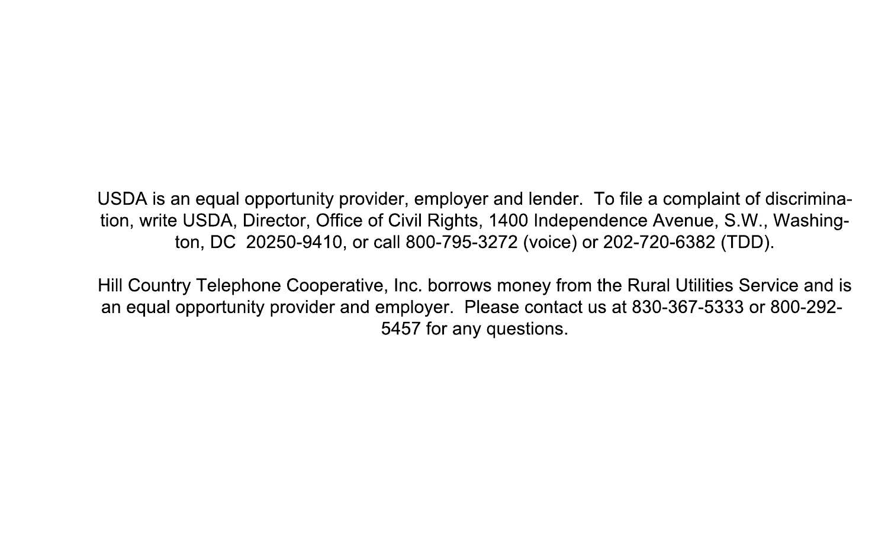USDA is an equal opportunity provider, employer and lender. To file a complaint of discrimination, write USDA, Director, Office of Civil Rights, 1400 Independence Avenue, S.W., Washington, DC 20250-9410, or call 800-795-3272 (voice) or 202-720-6382 (TDD).

Hill Country Telephone Cooperative, Inc. borrows money from the Rural Utilities Service and is an equal opportunity provider and employer. Please contact us at 830-367-5333 or 800-292-5457 for any questions.